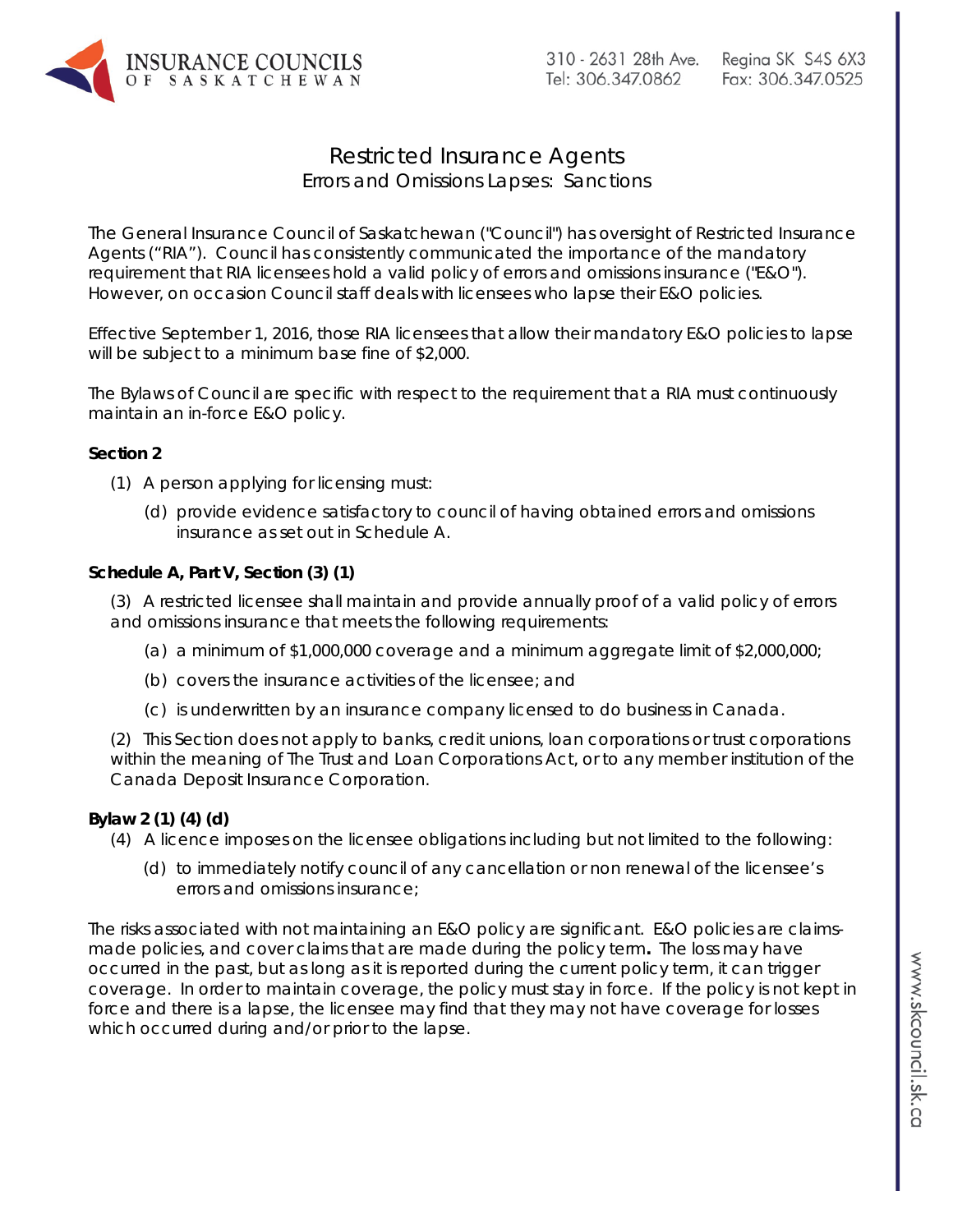# Restricted Insurance Agents

## Errors and Omissions Lapses: Sanctions

The General Insurance Council of Saskatchewan ("Council") has oversight of Restricted Insurance Agents ("RIA"). Council has consistently communicated the importance of the mandatory requirement that RIA licensees hold a valid policy of errors and omissions insurance ("E&O"). However, on occasion Council staff deals with licensees who lapse their E&O policies.

Effective September 1, 2016, those RIA licensees that allow their mandatory E&O policies to lapse will be subject to a minimum base fine of $2,000.

The Bylaws of Council are specific with respect to the requirement that a RIA must continuously maintain an in-force E&O policy.

**Section 2**

(1) A person applying for licensing must:

(d) provide evidence satisfactory to council of having obtained errors and omissions insurance as set out in Schedule A.

**Schedule A, Part V, Section (3) (1)**

(3) A restricted licensee shall maintain and provide annually proof of a valid policy of errors and omissions insurance that meets the following requirements:

(a) a minimum of $1,000,000 coverage and a minimum aggregate limit of $2,000,000;

(b) covers the insurance activities of the licensee; and

(c) is underwritten by an insurance company licensed to do business in Canada.

(2) This Section does not apply to banks, credit unions, loan corporations or trust corporations within the meaning of The Trust and Loan Corporations Act, or to any member institution of the Canada Deposit Insurance Corporation.

**Bylaw 2 (1) (4) (d)**

(4) A licence imposes on the licensee obligations including but not limited to the following:

(d) to immediately notify council of any cancellation or non renewal of the licensee's errors and omissions insurance;

The risks associated with not maintaining an E&O policy are significant. E&O policies are claims-made policies, and cover claims that are made during the policy term**.** The loss may have occurred in the past, but as long as it is reported during the current policy term, it can trigger coverage. In order to maintain coverage, the policy must stay in force. If the policy is not kept in force and there is a lapse, the licensee may find that they may not have coverage for losses which occurred during and/or prior to the lapse.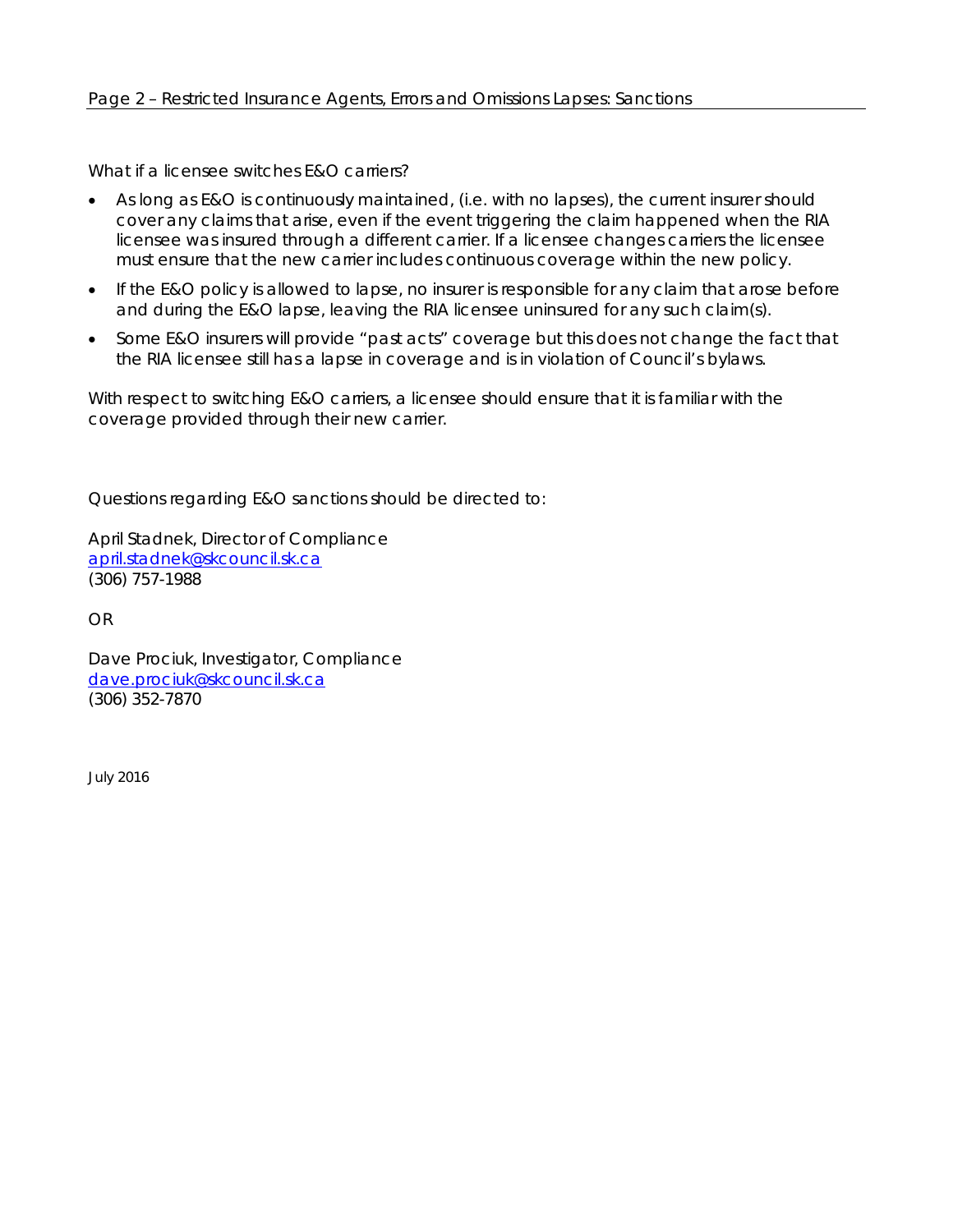What if a licensee switches E&O carriers?

- As long as E&O is continuously maintained, (i.e. with no lapses), the current insurer should cover any claims that arise, even if the event triggering the claim happened when the RIA licensee was insured through a different carrier. If a licensee changes carriers the licensee must ensure that the new carrier includes continuous coverage within the new policy.
- If the E&O policy is allowed to lapse, no insurer is responsible for any claim that arose before and during the E&O lapse, leaving the RIA licensee uninsured for any such claim(s).
- Some E&O insurers will provide "past acts" coverage but this does not change the fact that the RIA licensee still has a lapse in coverage and is in violation of Council's bylaws.

With respect to switching E&O carriers, a licensee should ensure that it is familiar with the coverage provided through their new carrier.

Questions regarding E&O sanctions should be directed to:

April Stadnek, Director of Compliance
april.stadnek@skcouncil.sk.ca
(306) 757-1988

OR

Dave Prociuk, Investigator, Compliance
dave.prociuk@skcouncil.sk.ca
(306) 352-7870

July 2016